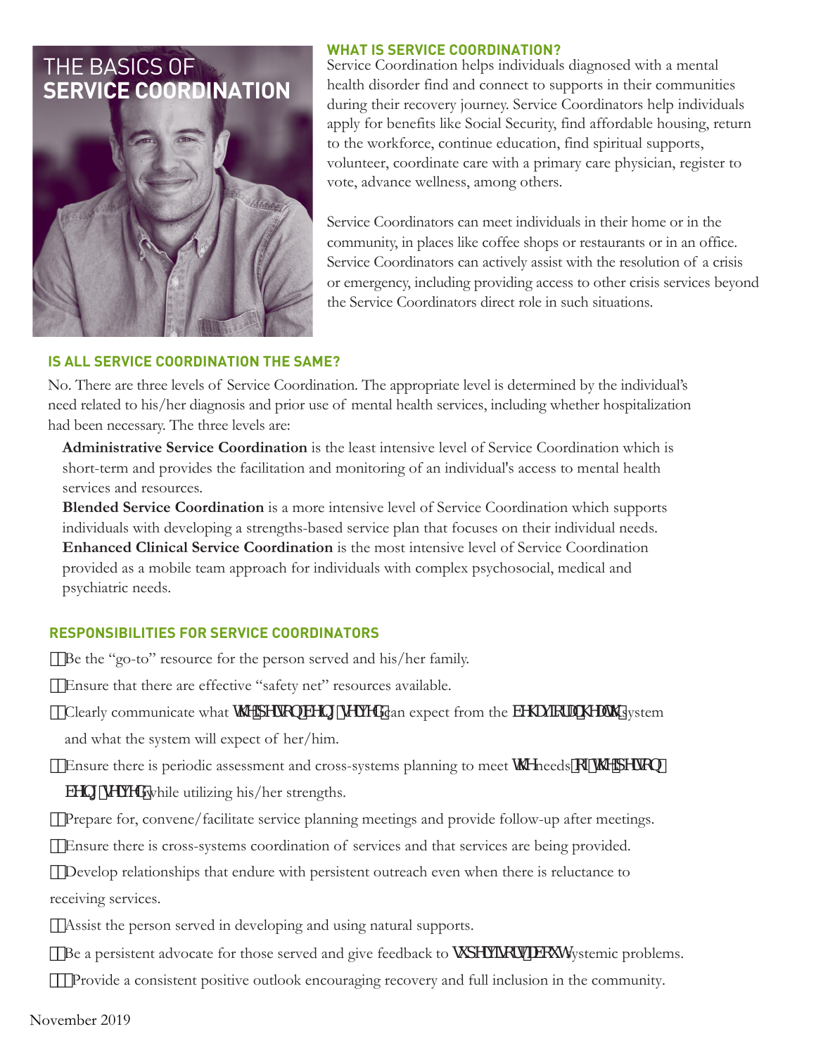# THE BASICS OF **SERVICE COORDINATION**

## WHAT IS SERVICE COORDINATION?

Service Coordination helps individuals diagnosed with a mental health disorder find and connect to supports in their communities during their recovery journey. Service Coordinators help individuals apply for benefits like Social Security, find affordable housing, return to the workforce, continue education, find spiritual supports, volunteer, coordinate care with a primary care physician, register to vote, advance wellness, among others.

Service Coordinators can meet individuals in their home or in the community, in places like coffee shops or restaurants or in an office. Service Coordinators can actively assist with the resolution of a crisis or emergency, including providing access to other crisis services beyond the Service Coordinators direct role in such situations.

## IS ALL SERVICE COORDINATION THE SAME?

No. There are three levels of Service Coordination. The appropriate level is determined by the individual's need related to his/her diagnosis and prior use of mental health services, including whether hospitalization had been necessary. The three levels are:

**Administrative Service Coordination** is the least intensive level of Service Coordination which is short-term and provides the facilitation and monitoring of an individual's access to mental health services and resources.

**Blended Service Coordination** is a more intensive level of Service Coordination which supports individuals with developing a strengths-based service plan that focuses on their individual needs.

**Enhanced Clinical Service Coordination** is the most intensive level of Service Coordination provided as a mobile team approach for individuals with complex psychosocial, medical and psychiatric needs.

## RESPONSIBILITIES FOR SERVICE COORDINATORS

1. Be the "go-to" resource for the person served and his/her family.
2. Ensure that there are effective "safety net" resources available.
3. Clearly communicate what the person being served can expect from the behavioral health system and what the system will expect of her/him.
4. Ensure there is periodic assessment and cross-systems planning to meet the needs of the person being served while utilizing his/her strengths.
5. Prepare for, convene/facilitate service planning meetings and provide follow-up after meetings.
6. Ensure there is cross-systems coordination of services and that services are being provided.
7. Develop relationships that endure with persistent outreach even when there is reluctance to receiving services.
8. Assist the person served in developing and using natural supports.
9. Be a persistent advocate for those served and give feedback to supervisor about systemic problems.
10. Provide a consistent positive outlook encouraging recovery and full inclusion in the community.

November 2019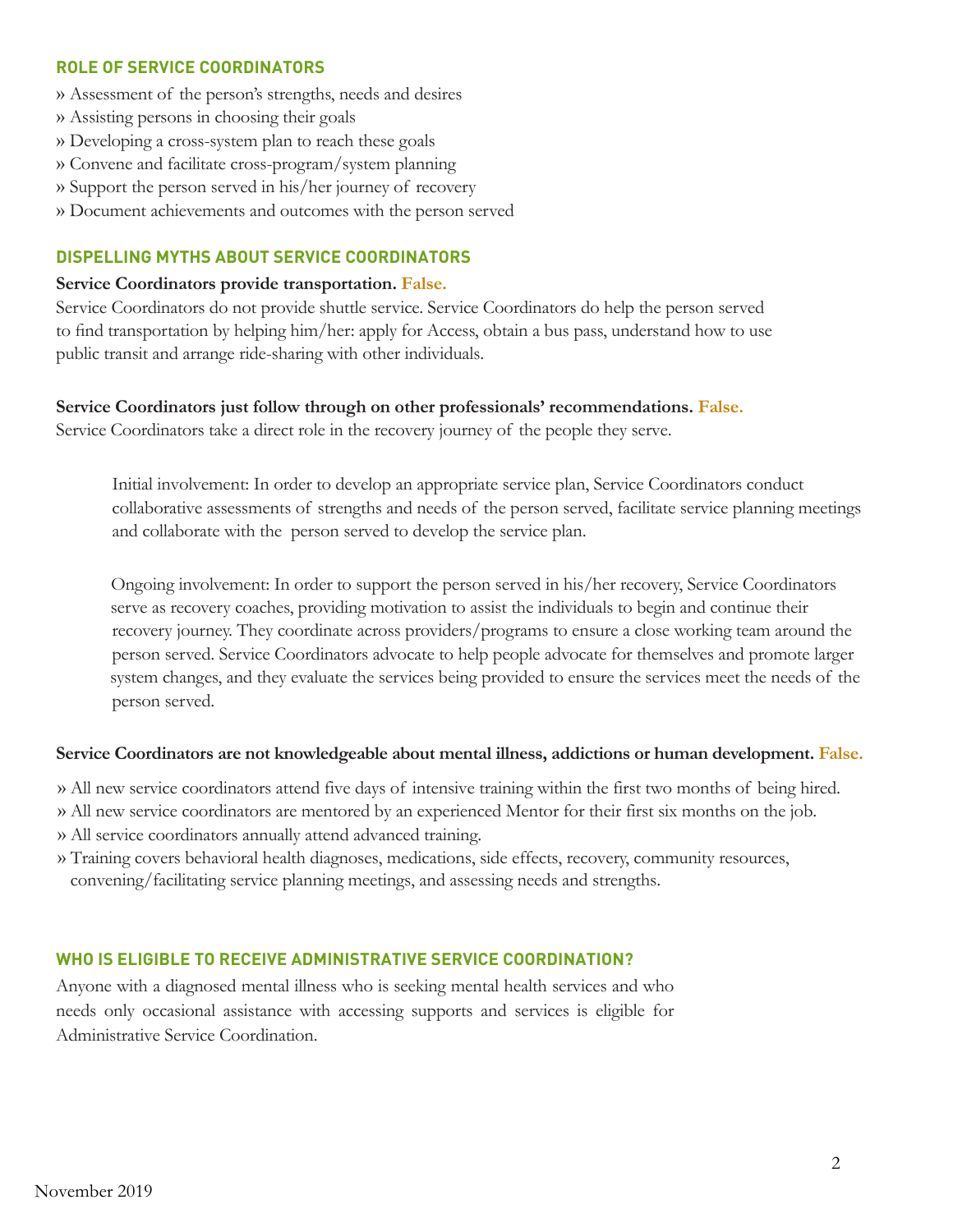### ROLE OF SERVICE COORDINATORS

- Assessment of the person's strengths, needs and desires
- Assisting persons in choosing their goals
- Developing a cross-system plan to reach these goals
- Convene and facilitate cross-program/system planning
- Support the person served in his/her journey of recovery
- Document achievements and outcomes with the person served

### DISPELLING MYTHS ABOUT SERVICE COORDINATORS

**Service Coordinators provide transportation. False.**

Service Coordinators do not provide shuttle service. Service Coordinators do help the person served to find transportation by helping him/her: apply for Access, obtain a bus pass, understand how to use public transit and arrange ride-sharing with other individuals.

**Service Coordinators just follow through on other professionals' recommendations. False.**

Service Coordinators take a direct role in the recovery journey of the people they serve.

> Initial involvement: In order to develop an appropriate service plan, Service Coordinators conduct collaborative assessments of strengths and needs of the person served, facilitate service planning meetings and collaborate with the person served to develop the service plan.
>
> Ongoing involvement: In order to support the person served in his/her recovery, Service Coordinators serve as recovery coaches, providing motivation to assist the individuals to begin and continue their recovery journey. They coordinate across providers/programs to ensure a close working team around the person served. Service Coordinators advocate to help people advocate for themselves and promote larger system changes, and they evaluate the services being provided to ensure the services meet the needs of the person served.

**Service Coordinators are not knowledgeable about mental illness, addictions or human development. False.**

- All new service coordinators attend five days of intensive training within the first two months of being hired.
- All new service coordinators are mentored by an experienced Mentor for their first six months on the job.
- All service coordinators annually attend advanced training.
- Training covers behavioral health diagnoses, medications, side effects, recovery, community resources, convening/facilitating service planning meetings, and assessing needs and strengths.

### WHO IS ELIGIBLE TO RECEIVE ADMINISTRATIVE SERVICE COORDINATION?

Anyone with a diagnosed mental illness who is seeking mental health services and who needs only occasional assistance with accessing supports and services is eligible for Administrative Service Coordination.

November 2019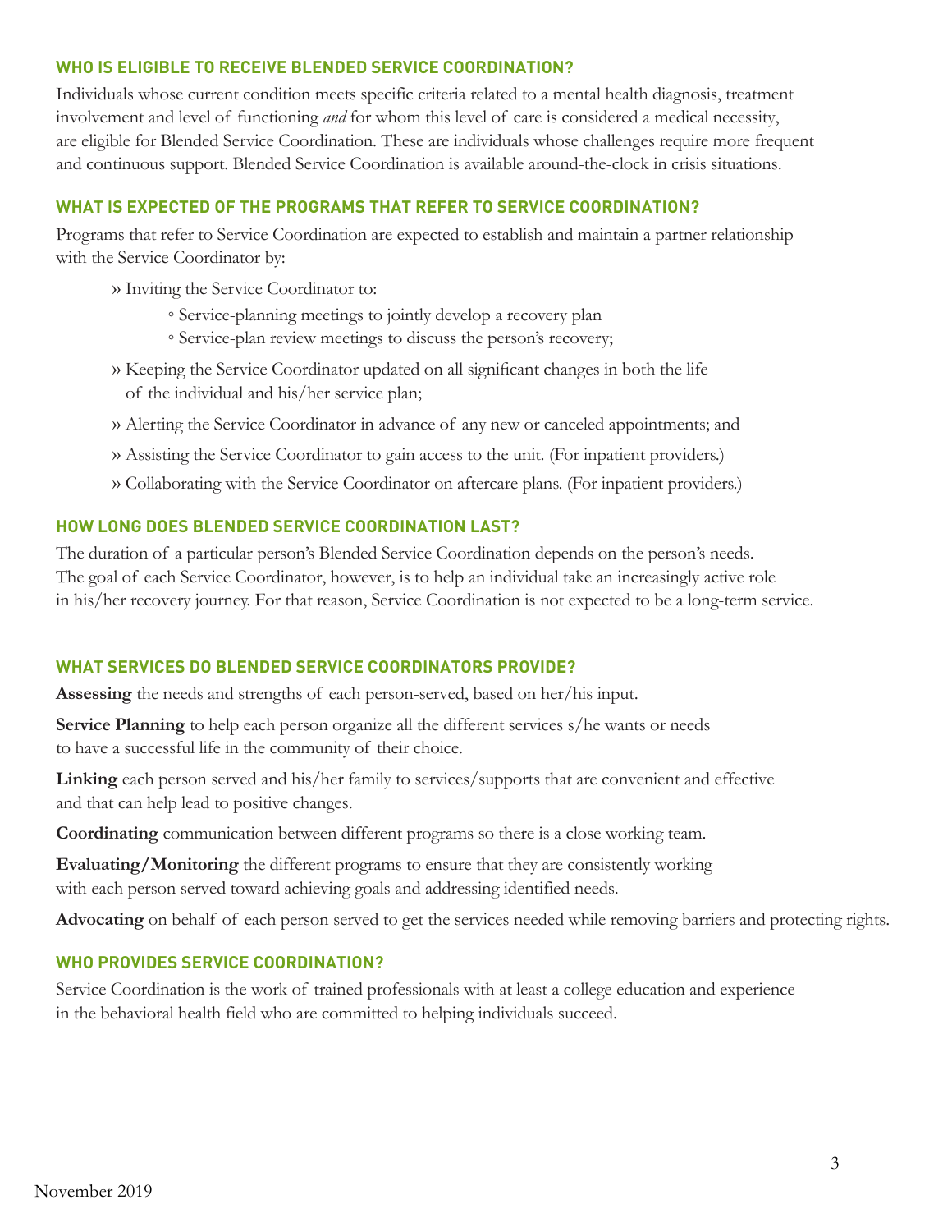## WHO IS ELIGIBLE TO RECEIVE BLENDED SERVICE COORDINATION?

Individuals whose current condition meets specific criteria related to a mental health diagnosis, treatment involvement and level of functioning *and* for whom this level of care is considered a medical necessity, are eligible for Blended Service Coordination. These are individuals whose challenges require more frequent and continuous support. Blended Service Coordination is available around-the-clock in crisis situations.

## WHAT IS EXPECTED OF THE PROGRAMS THAT REFER TO SERVICE COORDINATION?

Programs that refer to Service Coordination are expected to establish and maintain a partner relationship with the Service Coordinator by:

- Inviting the Service Coordinator to:
  - Service-planning meetings to jointly develop a recovery plan
  - Service-plan review meetings to discuss the person's recovery;
- Keeping the Service Coordinator updated on all significant changes in both the life of the individual and his/her service plan;
- Alerting the Service Coordinator in advance of any new or canceled appointments; and
- Assisting the Service Coordinator to gain access to the unit. (For inpatient providers.)
- Collaborating with the Service Coordinator on aftercare plans. (For inpatient providers.)

## HOW LONG DOES BLENDED SERVICE COORDINATION LAST?

The duration of a particular person's Blended Service Coordination depends on the person's needs. The goal of each Service Coordinator, however, is to help an individual take an increasingly active role in his/her recovery journey. For that reason, Service Coordination is not expected to be a long-term service.

## WHAT SERVICES DO BLENDED SERVICE COORDINATORS PROVIDE?

**Assessing** the needs and strengths of each person-served, based on her/his input.

**Service Planning** to help each person organize all the different services s/he wants or needs to have a successful life in the community of their choice.

**Linking** each person served and his/her family to services/supports that are convenient and effective and that can help lead to positive changes.

**Coordinating** communication between different programs so there is a close working team.

**Evaluating/Monitoring** the different programs to ensure that they are consistently working with each person served toward achieving goals and addressing identified needs.

**Advocating** on behalf of each person served to get the services needed while removing barriers and protecting rights.

## WHO PROVIDES SERVICE COORDINATION?

Service Coordination is the work of trained professionals with at least a college education and experience in the behavioral health field who are committed to helping individuals succeed.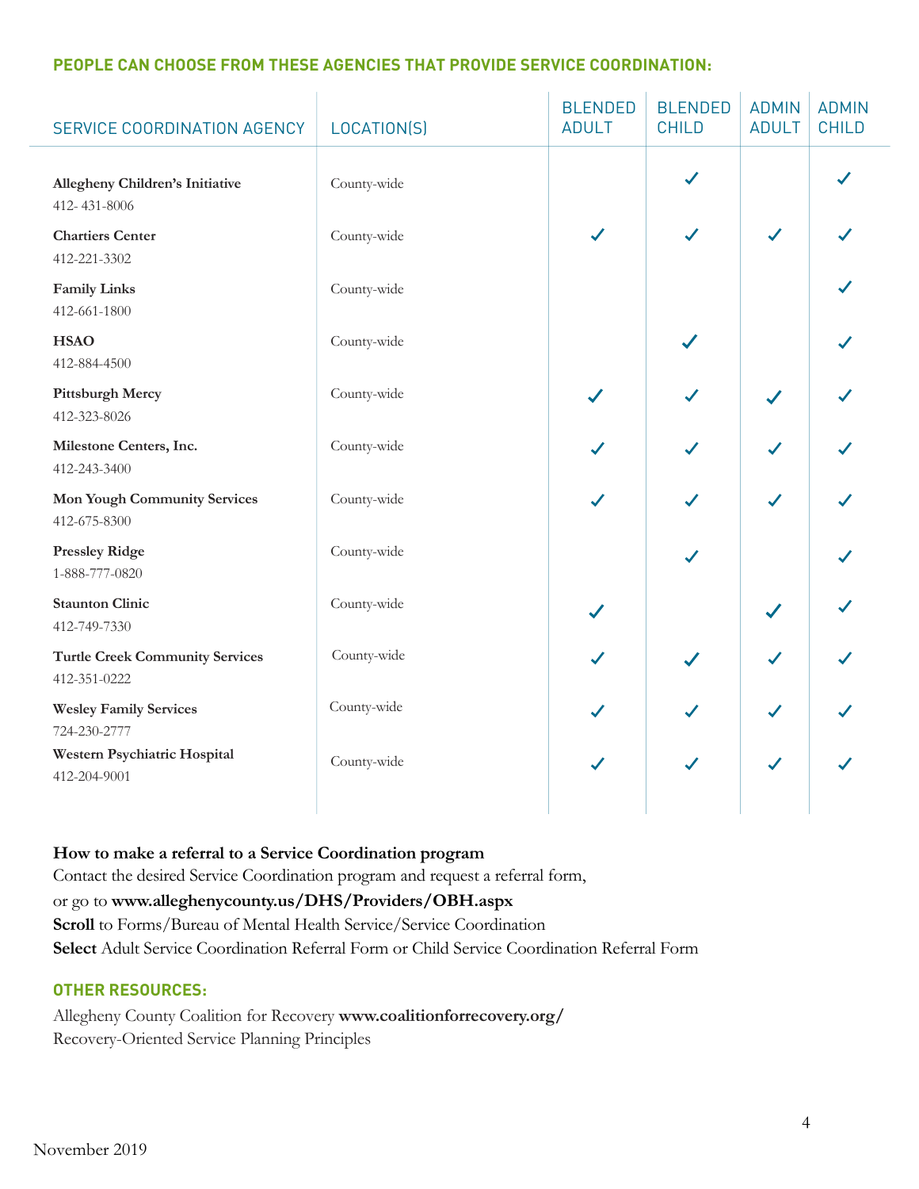**PEOPLE CAN CHOOSE FROM THESE AGENCIES THAT PROVIDE SERVICE COORDINATION:**

| SERVICE COORDINATION AGENCY | LOCATION(S) | BLENDED ADULT | BLENDED CHILD | ADMIN ADULT | ADMIN CHILD |
|---|---|---|---|---|---|
| **Allegheny Children's Initiative** 412- 431-8006 | County-wide | | ✓ | | ✓ |
| **Chartiers Center** 412-221-3302 | County-wide | ✓ | ✓ | ✓ | ✓ |
| **Family Links** 412-661-1800 | County-wide | | | | ✓ |
| **HSAO** 412-884-4500 | County-wide | | ✓ | | ✓ |
| **Pittsburgh Mercy** 412-323-8026 | County-wide | ✓ | ✓ | ✓ | ✓ |
| **Milestone Centers, Inc.** 412-243-3400 | County-wide | ✓ | ✓ | ✓ | ✓ |
| **Mon Yough Community Services** 412-675-8300 | County-wide | ✓ | ✓ | ✓ | ✓ |
| **Pressley Ridge** 1-888-777-0820 | County-wide | | ✓ | | ✓ |
| **Staunton Clinic** 412-749-7330 | County-wide | ✓ | | ✓ | ✓ |
| **Turtle Creek Community Services** 412-351-0222 | County-wide | ✓ | ✓ | ✓ | ✓ |
| **Wesley Family Services** 724-230-2777 | County-wide | ✓ | ✓ | ✓ | ✓ |
| **Western Psychiatric Hospital** 412-204-9001 | County-wide | ✓ | ✓ | ✓ | ✓ |

**How to make a referral to a Service Coordination program**

Contact the desired Service Coordination program and request a referral form,
or go to **www.alleghenycounty.us/DHS/Providers/OBH.aspx**
**Scroll** to Forms/Bureau of Mental Health Service/Service Coordination
**Select** Adult Service Coordination Referral Form or Child Service Coordination Referral Form

**OTHER RESOURCES:**

Allegheny County Coalition for Recovery **www.coalitionforrecovery.org/**
Recovery-Oriented Service Planning Principles

November 2019